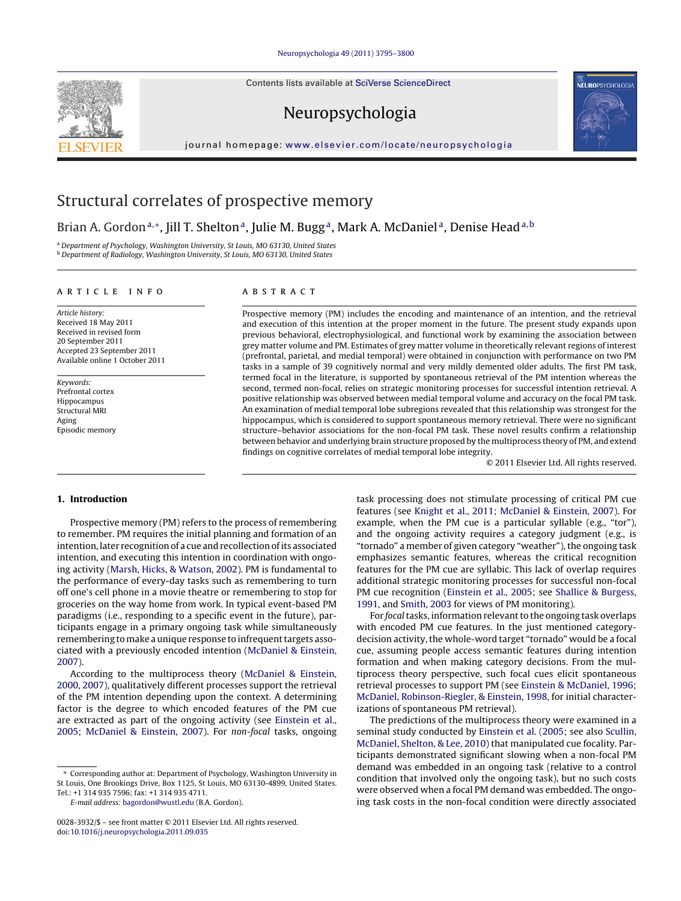# Structural correlates of prospective memory

Brian A. Gordon[a,*], Jill T. Shelton[a], Julie M. Bugg[a], Mark A. McDaniel[a], Denise Head[a,b]

[a] Department of Psychology, Washington University, St Louis, MO 63130, United States
[b] Department of Radiology, Washington University, St Louis, MO 63130, United States

## ARTICLE INFO

*Article history:*
Received 18 May 2011
Received in revised form 20 September 2011
Accepted 23 September 2011
Available online 1 October 2011

*Keywords:*
Prefrontal cortex
Hippocampus
Structural MRI
Aging
Episodic memory

## ABSTRACT

Prospective memory (PM) includes the encoding and maintenance of an intention, and the retrieval and execution of this intention at the proper moment in the future. The present study expands upon previous behavioral, electrophysiological, and functional work by examining the association between grey matter volume and PM. Estimates of grey matter volume in theoretically relevant regions of interest (prefrontal, parietal, and medial temporal) were obtained in conjunction with performance on two PM tasks in a sample of 39 cognitively normal and very mildly demented older adults. The first PM task, termed focal in the literature, is supported by spontaneous retrieval of the PM intention whereas the second, termed non-focal, relies on strategic monitoring processes for successful intention retrieval. A positive relationship was observed between medial temporal volume and accuracy on the focal PM task. An examination of medial temporal lobe subregions revealed that this relationship was strongest for the hippocampus, which is considered to support spontaneous memory retrieval. There were no significant structure–behavior associations for the non-focal PM task. These novel results confirm a relationship between behavior and underlying brain structure proposed by the multiprocess theory of PM, and extend findings on cognitive correlates of medial temporal lobe integrity.

© 2011 Elsevier Ltd. All rights reserved.

## 1. Introduction

Prospective memory (PM) refers to the process of remembering to remember. PM requires the initial planning and formation of an intention, later recognition of a cue and recollection of its associated intention, and executing this intention in coordination with ongoing activity (Marsh, Hicks, & Watson, 2002). PM is fundamental to the performance of every-day tasks such as remembering to turn off one's cell phone in a movie theatre or remembering to stop for groceries on the way home from work. In typical event-based PM paradigms (i.e., responding to a specific event in the future), participants engage in a primary ongoing task while simultaneously remembering to make a unique response to infrequent targets associated with a previously encoded intention (McDaniel & Einstein, 2007).

According to the multiprocess theory (McDaniel & Einstein, 2000, 2007), qualitatively different processes support the retrieval of the PM intention depending upon the context. A determining factor is the degree to which encoded features of the PM cue are extracted as part of the ongoing activity (see Einstein et al., 2005; McDaniel & Einstein, 2007). For *non-focal* tasks, ongoing task processing does not stimulate processing of critical PM cue features (see Knight et al., 2011; McDaniel & Einstein, 2007). For example, when the PM cue is a particular syllable (e.g., "tor"), and the ongoing activity requires a category judgment (e.g., is "tornado" a member of given category "weather"), the ongoing task emphasizes semantic features, whereas the critical recognition features for the PM cue are syllabic. This lack of overlap requires additional strategic monitoring processes for successful non-focal PM cue recognition (Einstein et al., 2005; see Shallice & Burgess, 1991, and Smith, 2003 for views of PM monitoring).

For *focal* tasks, information relevant to the ongoing task overlaps with encoded PM cue features. In the just mentioned category-decision activity, the whole-word target "tornado" would be a focal cue, assuming people access semantic features during intention formation and when making category decisions. From the multiprocess theory perspective, such focal cues elicit spontaneous retrieval processes to support PM (see Einstein & McDaniel, 1996; McDaniel, Robinson-Riegler, & Einstein, 1998, for initial characterizations of spontaneous PM retrieval).

The predictions of the multiprocess theory were examined in a seminal study conducted by Einstein et al. (2005; see also Scullin, McDaniel, Shelton, & Lee, 2010) that manipulated cue focality. Participants demonstrated significant slowing when a non-focal PM demand was embedded in an ongoing task (relative to a control condition that involved only the ongoing task), but no such costs were observed when a focal PM demand was embedded. The ongoing task costs in the non-focal condition were directly associated

* Corresponding author at: Department of Psychology, Washington University in St Louis, One Brookings Drive, Box 1125, St Louis, MO 63130-4899, United States. Tel.: +1 314 935 7596; fax: +1 314 935 4711.
*E-mail address:* bagordon@wustl.edu (B.A. Gordon).

0028-3932/$ – see front matter © 2011 Elsevier Ltd. All rights reserved.
doi:10.1016/j.neuropsychologia.2011.09.035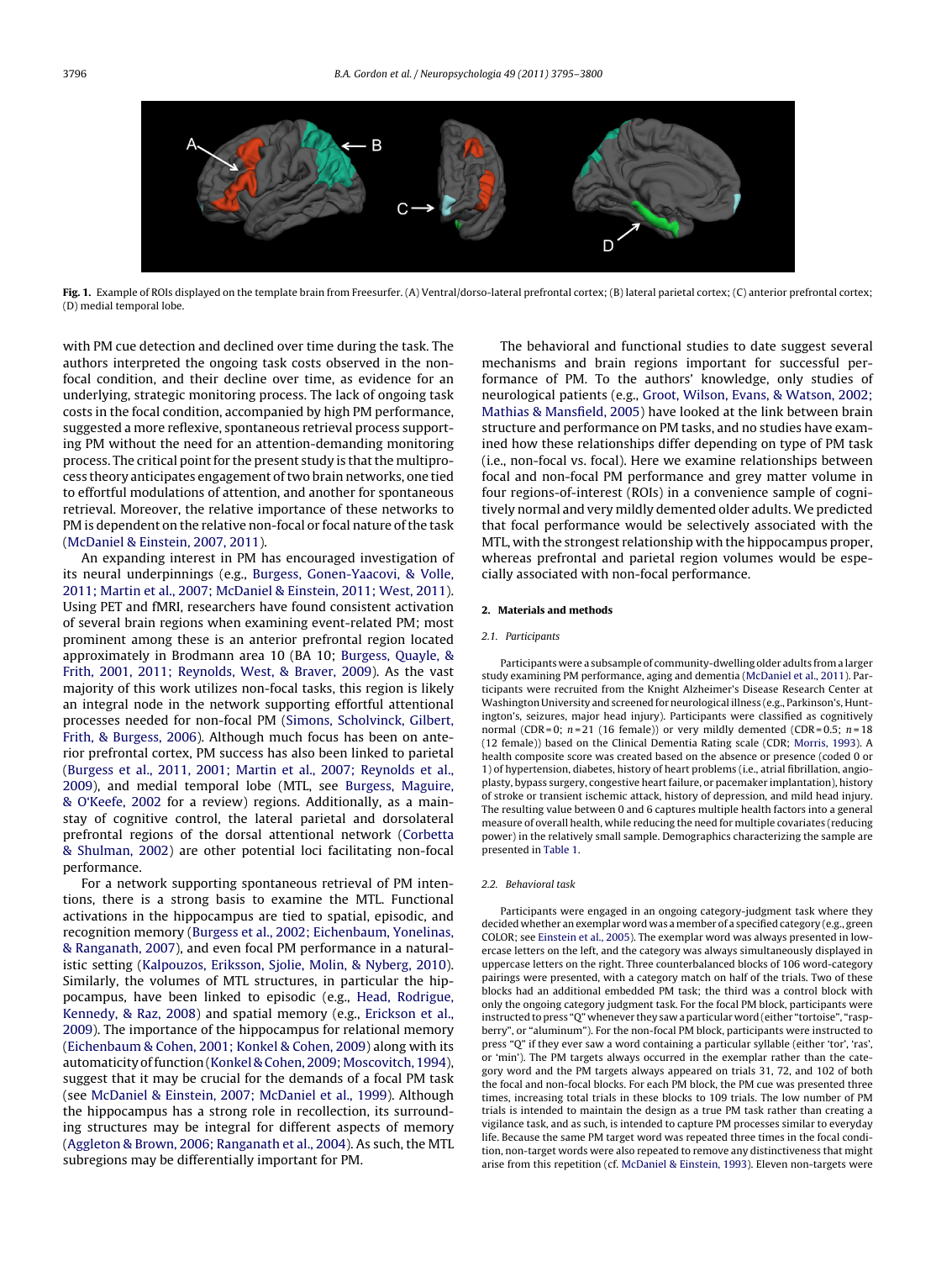Fig. 1. Example of ROIs displayed on the template brain from Freesurfer. (A) Ventral/dorso-lateral prefrontal cortex; (B) lateral parietal cortex; (C) anterior prefrontal cortex; (D) medial temporal lobe.

with PM cue detection and declined over time during the task. The authors interpreted the ongoing task costs observed in the non-focal condition, and their decline over time, as evidence for an underlying, strategic monitoring process. The lack of ongoing task costs in the focal condition, accompanied by high PM performance, suggested a more reflexive, spontaneous retrieval process supporting PM without the need for an attention-demanding monitoring process. The critical point for the present study is that the multiprocess theory anticipates engagement of two brain networks, one tied to effortful modulations of attention, and another for spontaneous retrieval. Moreover, the relative importance of these networks to PM is dependent on the relative non-focal or focal nature of the task (McDaniel & Einstein, 2007, 2011).

An expanding interest in PM has encouraged investigation of its neural underpinnings (e.g., Burgess, Gonen-Yaacovi, & Volle, 2011; Martin et al., 2007; McDaniel & Einstein, 2011; West, 2011). Using PET and fMRI, researchers have found consistent activation of several brain regions when examining event-related PM; most prominent among these is an anterior prefrontal region located approximately in Brodmann area 10 (BA 10; Burgess, Quayle, & Frith, 2001, 2011; Reynolds, West, & Braver, 2009). As the vast majority of this work utilizes non-focal tasks, this region is likely an integral node in the network supporting effortful attentional processes needed for non-focal PM (Simons, Scholvinck, Gilbert, Frith, & Burgess, 2006). Although much focus has been on anterior prefrontal cortex, PM success has also been linked to parietal (Burgess et al., 2011, 2001; Martin et al., 2007; Reynolds et al., 2009), and medial temporal lobe (MTL, see Burgess, Maguire, & O'Keefe, 2002 for a review) regions. Additionally, as a mainstay of cognitive control, the lateral parietal and dorsolateral prefrontal regions of the dorsal attentional network (Corbetta & Shulman, 2002) are other potential loci facilitating non-focal performance.

For a network supporting spontaneous retrieval of PM intentions, there is a strong basis to examine the MTL. Functional activations in the hippocampus are tied to spatial, episodic, and recognition memory (Burgess et al., 2002; Eichenbaum, Yonelinas, & Ranganath, 2007), and even focal PM performance in a naturalistic setting (Kalpouzos, Eriksson, Sjolie, Molin, & Nyberg, 2010). Similarly, the volumes of MTL structures, in particular the hippocampus, have been linked to episodic (e.g., Head, Rodrigue, Kennedy, & Raz, 2008) and spatial memory (e.g., Erickson et al., 2009). The importance of the hippocampus for relational memory (Eichenbaum & Cohen, 2001; Konkel & Cohen, 2009) along with its automaticity of function (Konkel & Cohen, 2009; Moscovitch, 1994), suggest that it may be crucial for the demands of a focal PM task (see McDaniel & Einstein, 2007; McDaniel et al., 1999). Although the hippocampus has a strong role in recollection, its surrounding structures may be integral for different aspects of memory (Aggleton & Brown, 2006; Ranganath et al., 2004). As such, the MTL subregions may be differentially important for PM.

The behavioral and functional studies to date suggest several mechanisms and brain regions important for successful performance of PM. To the authors' knowledge, only studies of neurological patients (e.g., Groot, Wilson, Evans, & Watson, 2002; Mathias & Mansfield, 2005) have looked at the link between brain structure and performance on PM tasks, and no studies have examined how these relationships differ depending on type of PM task (i.e., non-focal vs. focal). Here we examine relationships between focal and non-focal PM performance and grey matter volume in four regions-of-interest (ROIs) in a convenience sample of cognitively normal and very mildly demented older adults. We predicted that focal performance would be selectively associated with the MTL, with the strongest relationship with the hippocampus proper, whereas prefrontal and parietal region volumes would be especially associated with non-focal performance.

## 2. Materials and methods

### 2.1. Participants

Participants were a subsample of community-dwelling older adults from a larger study examining PM performance, aging and dementia (McDaniel et al., 2011). Participants were recruited from the Knight Alzheimer's Disease Research Center at Washington University and screened for neurological illness (e.g., Parkinson's, Huntington's, seizures, major head injury). Participants were classified as cognitively normal (CDR = 0; $n = 21$ (16 female)) or very mildly demented (CDR = 0.5; $n = 18$ (12 female)) based on the Clinical Dementia Rating scale (CDR; Morris, 1993). A health composite score was created based on the absence or presence (coded 0 or 1) of hypertension, diabetes, history of heart problems (i.e., atrial fibrillation, angioplasty, bypass surgery, congestive heart failure, or pacemaker implantation), history of stroke or transient ischemic attack, history of depression, and mild head injury. The resulting value between 0 and 6 captures multiple health factors into a general measure of overall health, while reducing the need for multiple covariates (reducing power) in the relatively small sample. Demographics characterizing the sample are presented in Table 1.

### 2.2. Behavioral task

Participants were engaged in an ongoing category-judgment task where they decided whether an exemplar word was a member of a specified category (e.g., green COLOR; see Einstein et al., 2005). The exemplar word was always presented in lowercase letters on the left, and the category was always simultaneously displayed in uppercase letters on the right. Three counterbalanced blocks of 106 word-category pairings were presented, with a category match on half of the trials. Two of these blocks had an additional embedded PM task; the third was a control block with only the ongoing category judgment task. For the focal PM block, participants were instructed to press "Q" whenever they saw a particular word (either "tortoise", "raspberry", or "aluminum"). For the non-focal PM block, participants were instructed to press "Q" if they ever saw a word containing a particular syllable (either 'tor', 'ras', or 'min'). The PM targets always occurred in the exemplar rather than the category word and the PM targets always appeared on trials 31, 72, and 102 of both the focal and non-focal blocks. For each PM block, the PM cue was presented three times, increasing total trials in these blocks to 109 trials. The low number of PM trials is intended to maintain the design as a true PM task rather than creating a vigilance task, and as such, is intended to capture PM processes similar to everyday life. Because the same PM target word was repeated three times in the focal condition, non-target words were also repeated to remove any distinctiveness that might arise from this repetition (cf. McDaniel & Einstein, 1993). Eleven non-targets were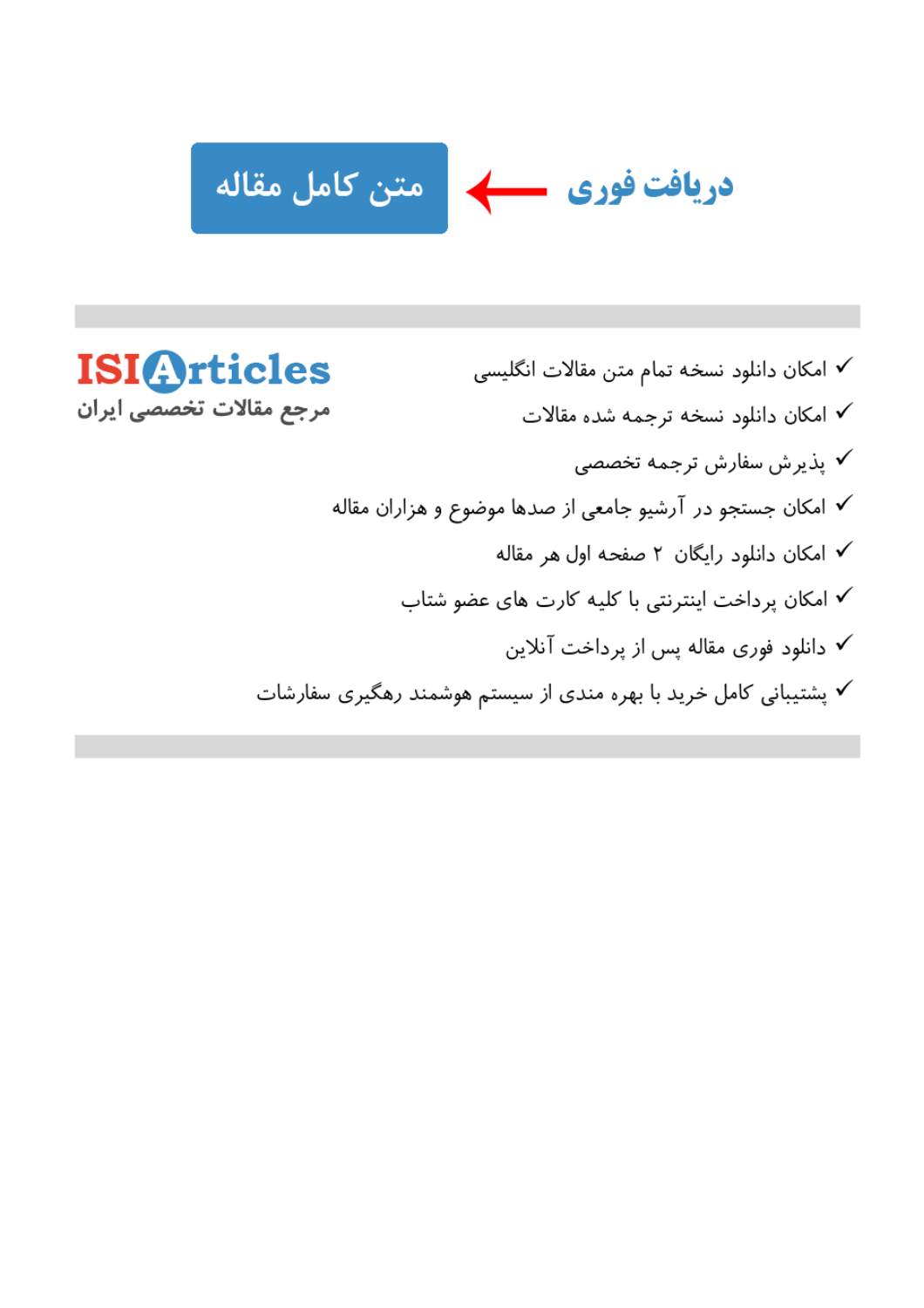دریافت فوری ← **متن کامل مقاله**

**ISIArticles**
مرجع مقالات تخصصی ایران

- ✓ امکان دانلود نسخه تمام متن مقالات انگلیسی
- ✓ امکان دانلود نسخه ترجمه شده مقالات
- ✓ پذیرش سفارش ترجمه تخصصی
- ✓ امکان جستجو در آرشیو جامعی از صدها موضوع و هزاران مقاله
- ✓ امکان دانلود رایگان ۲ صفحه اول هر مقاله
- ✓ امکان پرداخت اینترنتی با کلیه کارت های عضو شتاب
- ✓ دانلود فوری مقاله پس از پرداخت آنلاین
- ✓ پشتیبانی کامل خرید با بهره مندی از سیستم هوشمند رهگیری سفارشات